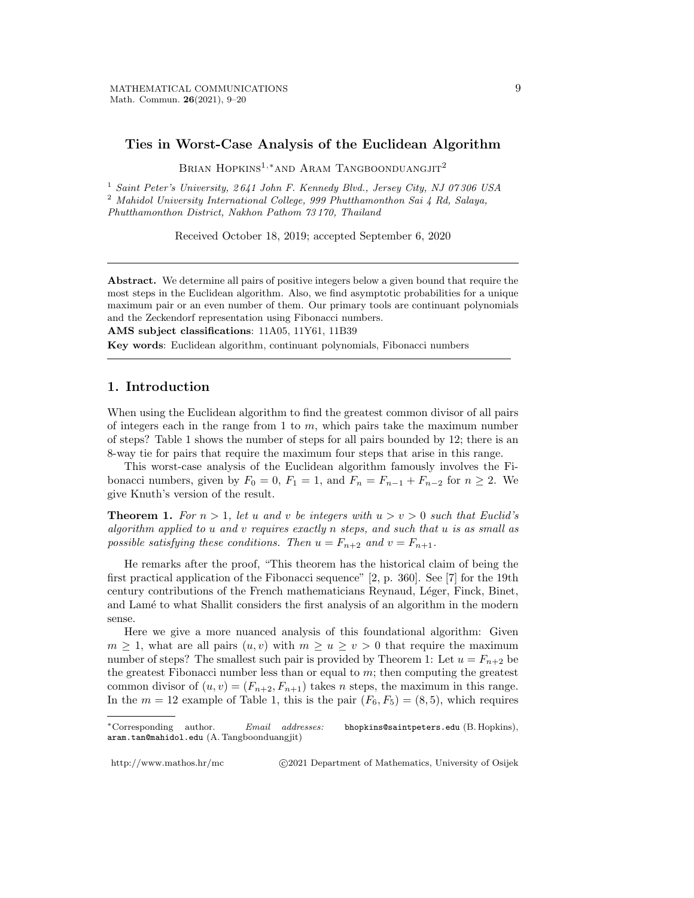# Ties in Worst-Case Analysis of the Euclidean Algorithm

Brian Hopkins[1,*] and Aram Tangboonduangjit[2]

[1] *Saint Peter's University, 2 641 John F. Kennedy Blvd., Jersey City, NJ 07 306 USA*
[2] *Mahidol University International College, 999 Phutthamonthon Sai 4 Rd, Salaya, Phutthamonthon District, Nakhon Pathom 73 170, Thailand*

Received October 18, 2019; accepted September 6, 2020

---

**Abstract.** We determine all pairs of positive integers below a given bound that require the most steps in the Euclidean algorithm. Also, we find asymptotic probabilities for a unique maximum pair or an even number of them. Our primary tools are continuant polynomials and the Zeckendorf representation using Fibonacci numbers.

**AMS subject classifications**: 11A05, 11Y61, 11B39

**Key words**: Euclidean algorithm, continuant polynomials, Fibonacci numbers

---

## 1. Introduction

When using the Euclidean algorithm to find the greatest common divisor of all pairs of integers each in the range from 1 to $m$, which pairs take the maximum number of steps? Table 1 shows the number of steps for all pairs bounded by 12; there is an 8-way tie for pairs that require the maximum four steps that arise in this range.

This worst-case analysis of the Euclidean algorithm famously involves the Fibonacci numbers, given by $F_0 = 0$, $F_1 = 1$, and $F_n = F_{n-1} + F_{n-2}$ for $n \geq 2$. We give Knuth's version of the result.

**Theorem 1.** *For $n > 1$, let $u$ and $v$ be integers with $u > v > 0$ such that Euclid's algorithm applied to $u$ and $v$ requires exactly $n$ steps, and such that $u$ is as small as possible satisfying these conditions. Then $u = F_{n+2}$ and $v = F_{n+1}$.*

He remarks after the proof, "This theorem has the historical claim of being the first practical application of the Fibonacci sequence" [2, p. 360]. See [7] for the 19th century contributions of the French mathematicians Reynaud, Léger, Finck, Binet, and Lamé to what Shallit considers the first analysis of an algorithm in the modern sense.

Here we give a more nuanced analysis of this foundational algorithm: Given $m \geq 1$, what are all pairs $(u, v)$ with $m \geq u \geq v > 0$ that require the maximum number of steps? The smallest such pair is provided by Theorem 1: Let $u = F_{n+2}$ be the greatest Fibonacci number less than or equal to $m$; then computing the greatest common divisor of $(u, v) = (F_{n+2}, F_{n+1})$ takes $n$ steps, the maximum in this range. In the $m = 12$ example of Table 1, this is the pair $(F_6, F_5) = (8, 5)$, which requires

---

[*] Corresponding author. *Email addresses:* bhopkins@saintpeters.edu (B. Hopkins), aram.tan@mahidol.edu (A. Tangboonduangjit)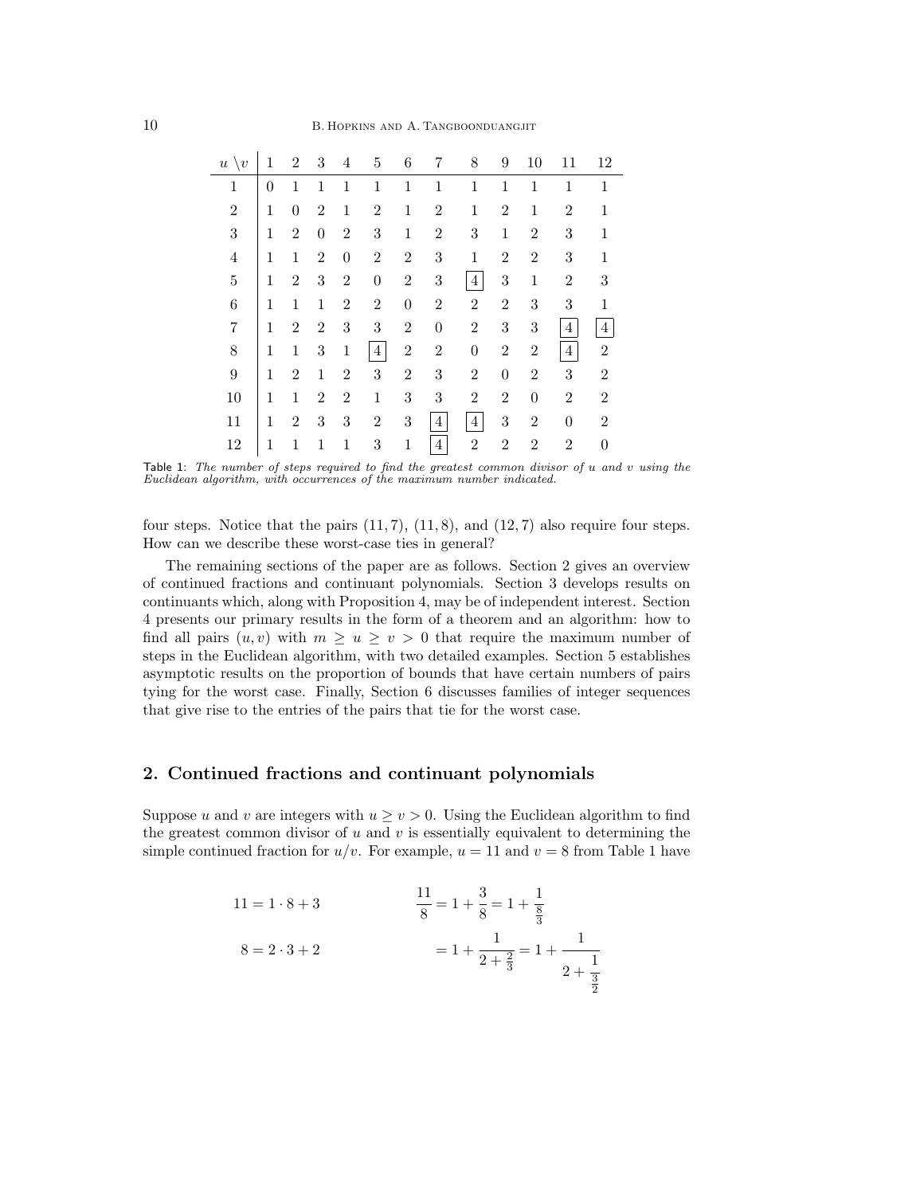| $u \setminus v$ | 1 | 2 | 3 | 4 | 5 | 6 | 7 | 8 | 9 | 10 | 11 | 12 |
|---|---|---|---|---|---|---|---|---|---|---|---|---|
| 1 | 0 | 1 | 1 | 1 | 1 | 1 | 1 | 1 | 1 | 1 | 1 | 1 |
| 2 | 1 | 0 | 2 | 1 | 2 | 1 | 2 | 1 | 2 | 1 | 2 | 1 |
| 3 | 1 | 2 | 0 | 2 | 3 | 1 | 2 | 3 | 1 | 2 | 3 | 1 |
| 4 | 1 | 1 | 2 | 0 | 2 | 2 | 3 | 1 | 2 | 2 | 3 | 1 |
| 5 | 1 | 2 | 3 | 2 | 0 | 2 | 3 | **4** | 3 | 1 | 2 | 3 |
| 6 | 1 | 1 | 1 | 2 | 2 | 0 | 2 | 2 | 2 | 3 | 3 | 1 |
| 7 | 1 | 2 | 2 | 3 | 3 | 2 | 0 | 2 | 3 | 3 | **4** | **4** |
| 8 | 1 | 1 | 3 | 1 | **4** | 2 | 2 | 0 | 2 | 2 | **4** | 2 |
| 9 | 1 | 2 | 1 | 2 | 3 | 2 | 3 | 2 | 0 | 2 | 3 | 2 |
| 10 | 1 | 1 | 2 | 2 | 1 | 3 | 3 | 2 | 2 | 0 | 2 | 2 |
| 11 | 1 | 2 | 3 | 3 | 2 | 3 | **4** | **4** | 3 | 2 | 0 | 2 |
| 12 | 1 | 1 | 1 | 1 | 3 | 1 | **4** | 2 | 2 | 2 | 2 | 0 |

Table 1: *The number of steps required to find the greatest common divisor of u and v using the Euclidean algorithm, with occurrences of the maximum number indicated.*

four steps. Notice that the pairs $(11, 7)$, $(11, 8)$, and $(12, 7)$ also require four steps. How can we describe these worst-case ties in general?

The remaining sections of the paper are as follows. Section 2 gives an overview of continued fractions and continuant polynomials. Section 3 develops results on continuants which, along with Proposition 4, may be of independent interest. Section 4 presents our primary results in the form of a theorem and an algorithm: how to find all pairs $(u, v)$ with $m \geq u \geq v > 0$ that require the maximum number of steps in the Euclidean algorithm, with two detailed examples. Section 5 establishes asymptotic results on the proportion of bounds that have certain numbers of pairs tying for the worst case. Finally, Section 6 discusses families of integer sequences that give rise to the entries of the pairs that tie for the worst case.

## 2. Continued fractions and continuant polynomials

Suppose $u$ and $v$ are integers with $u \geq v > 0$. Using the Euclidean algorithm to find the greatest common divisor of $u$ and $v$ is essentially equivalent to determining the simple continued fraction for $u/v$. For example, $u = 11$ and $v = 8$ from Table 1 have

$$11 = 1 \cdot 8 + 3 \qquad\qquad \frac{11}{8} = 1 + \frac{3}{8} = 1 + \frac{1}{\frac{8}{3}}$$

$$8 = 2 \cdot 3 + 2 \qquad\qquad = 1 + \frac{1}{2 + \frac{2}{3}} = 1 + \cfrac{1}{2 + \cfrac{1}{\frac{3}{2}}}$$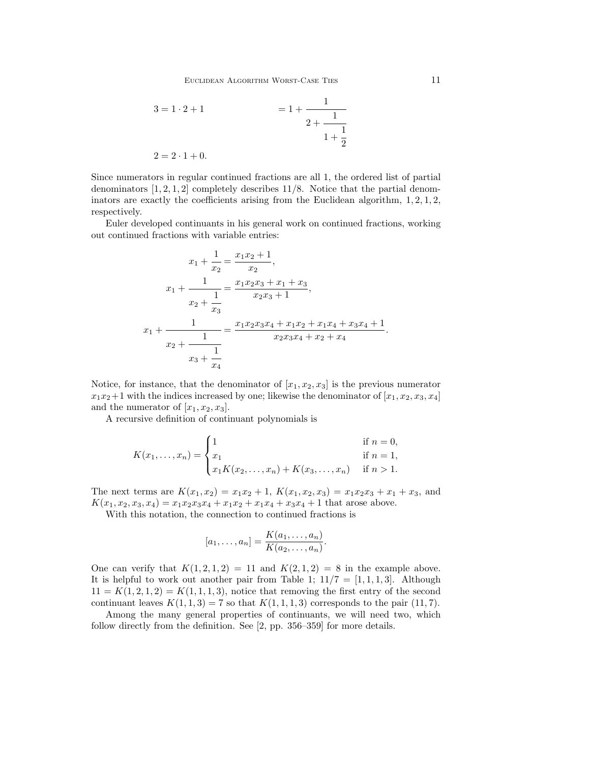$$3 = 1 \cdot 2 + 1 \qquad\qquad = 1 + \cfrac{1}{2 + \cfrac{1}{1 + \cfrac{1}{2}}}$$

$$2 = 2 \cdot 1 + 0.$$

Since numerators in regular continued fractions are all 1, the ordered list of partial denominators $[1, 2, 1, 2]$ completely describes $11/8$. Notice that the partial denominators are exactly the coefficients arising from the Euclidean algorithm, $1, 2, 1, 2$, respectively.

Euler developed continuants in his general work on continued fractions, working out continued fractions with variable entries:

$$x_1 + \frac{1}{x_2} = \frac{x_1 x_2 + 1}{x_2},$$

$$x_1 + \cfrac{1}{x_2 + \cfrac{1}{x_3}} = \frac{x_1 x_2 x_3 + x_1 + x_3}{x_2 x_3 + 1},$$

$$x_1 + \cfrac{1}{x_2 + \cfrac{1}{x_3 + \cfrac{1}{x_4}}} = \frac{x_1 x_2 x_3 x_4 + x_1 x_2 + x_1 x_4 + x_3 x_4 + 1}{x_2 x_3 x_4 + x_2 + x_4}.$$

Notice, for instance, that the denominator of $[x_1, x_2, x_3]$ is the previous numerator $x_1 x_2 + 1$ with the indices increased by one; likewise the denominator of $[x_1, x_2, x_3, x_4]$ and the numerator of $[x_1, x_2, x_3]$.

A recursive definition of continuant polynomials is

$$K(x_1, \ldots, x_n) = \begin{cases} 1 & \text{if } n = 0, \\ x_1 & \text{if } n = 1, \\ x_1 K(x_2, \ldots, x_n) + K(x_3, \ldots, x_n) & \text{if } n > 1. \end{cases}$$

The next terms are $K(x_1, x_2) = x_1 x_2 + 1$, $K(x_1, x_2, x_3) = x_1 x_2 x_3 + x_1 + x_3$, and $K(x_1, x_2, x_3, x_4) = x_1 x_2 x_3 x_4 + x_1 x_2 + x_1 x_4 + x_3 x_4 + 1$ that arose above.

With this notation, the connection to continued fractions is

$$[a_1, \ldots, a_n] = \frac{K(a_1, \ldots, a_n)}{K(a_2, \ldots, a_n)}.$$

One can verify that $K(1, 2, 1, 2) = 11$ and $K(2, 1, 2) = 8$ in the example above. It is helpful to work out another pair from Table 1; $11/7 = [1, 1, 1, 3]$. Although $11 = K(1, 2, 1, 2) = K(1, 1, 1, 3)$, notice that removing the first entry of the second continuant leaves $K(1, 1, 3) = 7$ so that $K(1, 1, 1, 3)$ corresponds to the pair $(11, 7)$.

Among the many general properties of continuants, we will need two, which follow directly from the definition. See [2, pp. 356–359] for more details.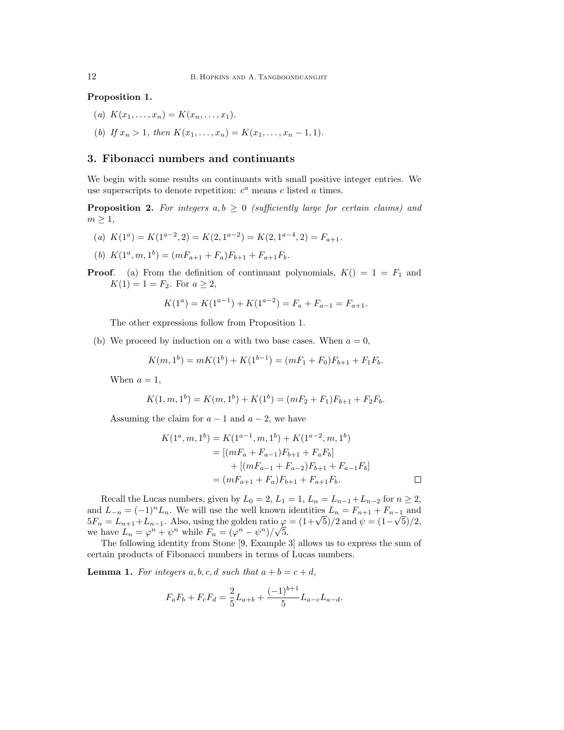**Proposition 1.**

(*a*) $K(x_1, \ldots, x_n) = K(x_n, \ldots, x_1)$.

(*b*) *If* $x_n > 1$*, then* $K(x_1, \ldots, x_n) = K(x_1, \ldots, x_n - 1, 1)$.

## 3. Fibonacci numbers and continuants

We begin with some results on continuants with small positive integer entries. We use superscripts to denote repetition: $c^a$ means $c$ listed $a$ times.

**Proposition 2.** *For integers* $a, b \geq 0$ *(sufficiently large for certain claims) and* $m \geq 1$,

(*a*) $K(1^a) = K(1^{a-2}, 2) = K(2, 1^{a-2}) = K(2, 1^{a-4}, 2) = F_{a+1}$.

(*b*) $K(1^a, m, 1^b) = (mF_{a+1} + F_a)F_{b+1} + F_{a+1}F_b$.

**Proof**. (a) From the definition of continuant polynomials, $K() = 1 = F_1$ and $K(1) = 1 = F_2$. For $a \geq 2$,

$$K(1^a) = K(1^{a-1}) + K(1^{a-2}) = F_a + F_{a-1} = F_{a+1}.$$

The other expressions follow from Proposition 1.

(b) We proceed by induction on $a$ with two base cases. When $a = 0$,

$$K(m, 1^b) = mK(1^b) + K(1^{b-1}) = (mF_1 + F_0)F_{b+1} + F_1F_b.$$

When $a = 1$,

$$K(1, m, 1^b) = K(m, 1^b) + K(1^b) = (mF_2 + F_1)F_{b+1} + F_2F_b.$$

Assuming the claim for $a - 1$ and $a - 2$, we have

$$\begin{aligned} K(1^a, m, 1^b) &= K(1^{a-1}, m, 1^b) + K(1^{a-2}, m, 1^b) \\ &= [(mF_a + F_{a-1})F_{b+1} + F_aF_b] \\ &\quad + [(mF_{a-1} + F_{a-2})F_{b+1} + F_{a-1}F_b] \\ &= (mF_{a+1} + F_a)F_{b+1} + F_{a+1}F_b. \end{aligned}$$

□

Recall the Lucas numbers, given by $L_0 = 2$, $L_1 = 1$, $L_n = L_{n-1} + L_{n-2}$ for $n \geq 2$, and $L_{-n} = (-1)^n L_n$. We will use the well known identities $L_n = F_{n+1} + F_{n-1}$ and $5F_n = L_{n+1} + L_{n-1}$. Also, using the golden ratio $\varphi = (1+\sqrt{5})/2$ and $\psi = (1-\sqrt{5})/2$, we have $L_n = \varphi^n + \psi^n$ while $F_n = (\varphi^n - \psi^n)/\sqrt{5}$.

The following identity from Stone [9, Example 3] allows us to express the sum of certain products of Fibonacci numbers in terms of Lucas numbers.

**Lemma 1.** *For integers* $a, b, c, d$ *such that* $a + b = c + d$,

$$F_aF_b + F_cF_d = \frac{2}{5}L_{a+b} + \frac{(-1)^{b+1}}{5}L_{a-c}L_{a-d}.$$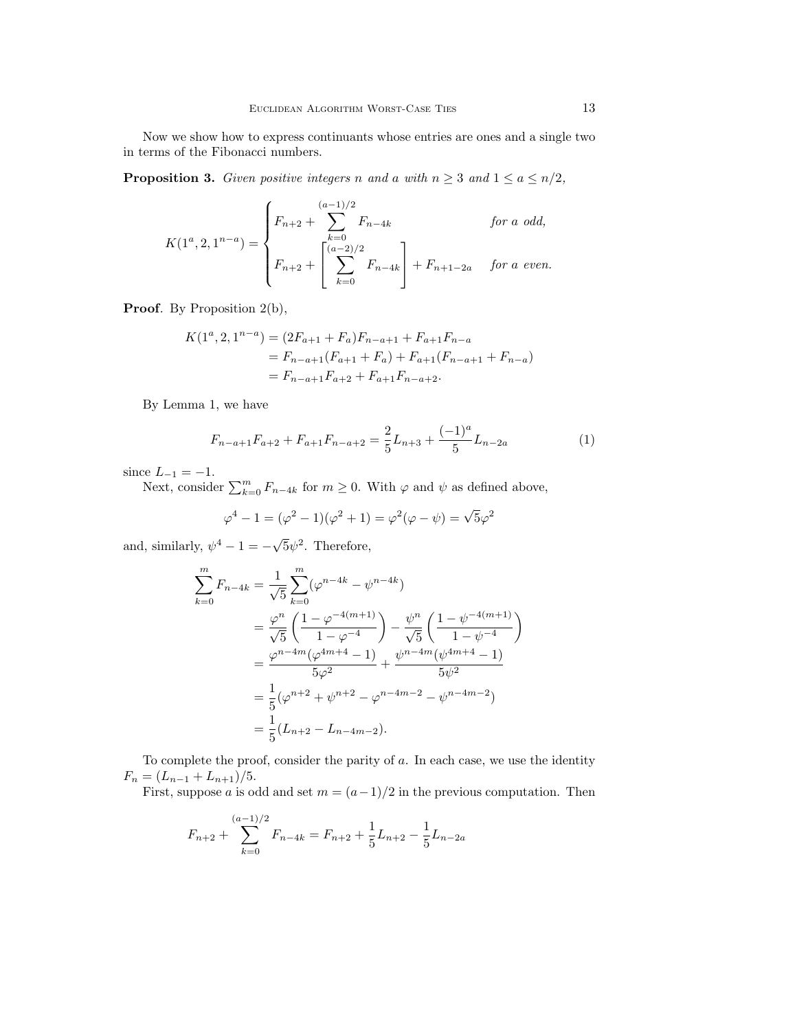Now we show how to express continuants whose entries are ones and a single two in terms of the Fibonacci numbers.

**Proposition 3.** *Given positive integers $n$ and $a$ with $n \geq 3$ and $1 \leq a \leq n/2$,*

$$K(1^a, 2, 1^{n-a}) = \begin{cases} F_{n+2} + \displaystyle\sum_{k=0}^{(a-1)/2} F_{n-4k} & \text{for } a \text{ odd,} \\ F_{n+2} + \left[ \displaystyle\sum_{k=0}^{(a-2)/2} F_{n-4k} \right] + F_{n+1-2a} & \text{for } a \text{ even.} \end{cases}$$

**Proof**. By Proposition 2(b),

$$\begin{aligned} K(1^a, 2, 1^{n-a}) &= (2F_{a+1} + F_a)F_{n-a+1} + F_{a+1}F_{n-a} \\ &= F_{n-a+1}(F_{a+1} + F_a) + F_{a+1}(F_{n-a+1} + F_{n-a}) \\ &= F_{n-a+1}F_{a+2} + F_{a+1}F_{n-a+2}. \end{aligned}$$

By Lemma 1, we have

$$F_{n-a+1}F_{a+2} + F_{a+1}F_{n-a+2} = \frac{2}{5}L_{n+3} + \frac{(-1)^a}{5}L_{n-2a} \tag{1}$$

since $L_{-1} = -1$.

Next, consider $\sum_{k=0}^{m} F_{n-4k}$ for $m \geq 0$. With $\varphi$ and $\psi$ as defined above,

$$\varphi^4 - 1 = (\varphi^2 - 1)(\varphi^2 + 1) = \varphi^2(\varphi - \psi) = \sqrt{5}\varphi^2$$

and, similarly, $\psi^4 - 1 = -\sqrt{5}\psi^2$. Therefore,

$$\begin{aligned} \sum_{k=0}^{m} F_{n-4k} &= \frac{1}{\sqrt{5}} \sum_{k=0}^{m} (\varphi^{n-4k} - \psi^{n-4k}) \\ &= \frac{\varphi^n}{\sqrt{5}} \left( \frac{1 - \varphi^{-4(m+1)}}{1 - \varphi^{-4}} \right) - \frac{\psi^n}{\sqrt{5}} \left( \frac{1 - \psi^{-4(m+1)}}{1 - \psi^{-4}} \right) \\ &= \frac{\varphi^{n-4m}(\varphi^{4m+4} - 1)}{5\varphi^2} + \frac{\psi^{n-4m}(\psi^{4m+4} - 1)}{5\psi^2} \\ &= \frac{1}{5}(\varphi^{n+2} + \psi^{n+2} - \varphi^{n-4m-2} - \psi^{n-4m-2}) \\ &= \frac{1}{5}(L_{n+2} - L_{n-4m-2}). \end{aligned}$$

To complete the proof, consider the parity of $a$. In each case, we use the identity $F_n = (L_{n-1} + L_{n+1})/5$.

First, suppose $a$ is odd and set $m = (a-1)/2$ in the previous computation. Then

$$F_{n+2} + \sum_{k=0}^{(a-1)/2} F_{n-4k} = F_{n+2} + \frac{1}{5}L_{n+2} - \frac{1}{5}L_{n-2a}$$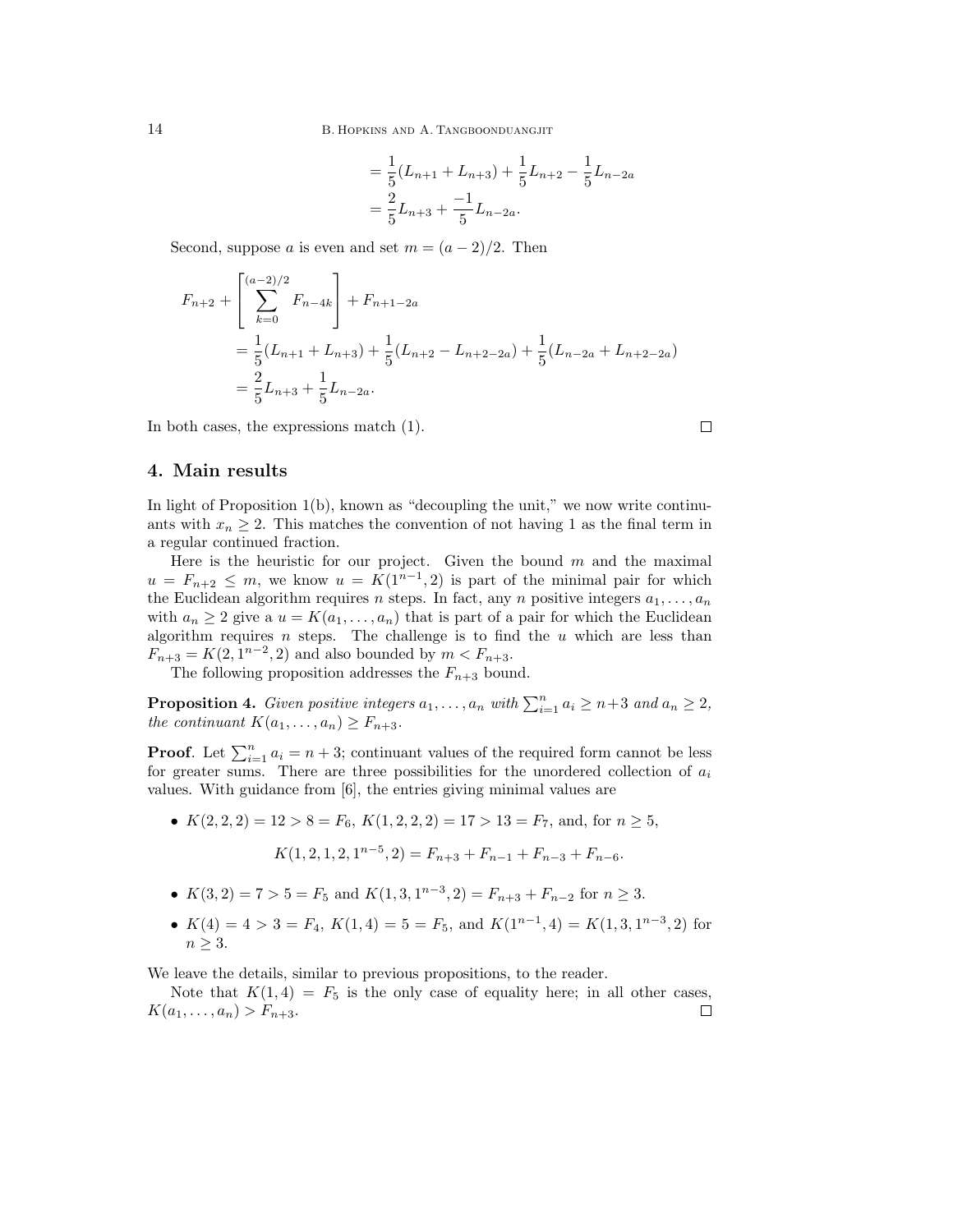$$= \frac{1}{5}(L_{n+1} + L_{n+3}) + \frac{1}{5}L_{n+2} - \frac{1}{5}L_{n-2a}$$

$$= \frac{2}{5}L_{n+3} + \frac{-1}{5}L_{n-2a}.$$

Second, suppose $a$ is even and set $m = (a-2)/2$. Then

$$F_{n+2} + \left[\sum_{k=0}^{(a-2)/2} F_{n-4k}\right] + F_{n+1-2a}$$

$$= \frac{1}{5}(L_{n+1} + L_{n+3}) + \frac{1}{5}(L_{n+2} - L_{n+2-2a}) + \frac{1}{5}(L_{n-2a} + L_{n+2-2a})$$

$$= \frac{2}{5}L_{n+3} + \frac{1}{5}L_{n-2a}.$$

In both cases, the expressions match (1). □

## 4. Main results

In light of Proposition 1(b), known as "decoupling the unit," we now write continuants with $x_n \geq 2$. This matches the convention of not having 1 as the final term in a regular continued fraction.

Here is the heuristic for our project. Given the bound $m$ and the maximal $u = F_{n+2} \leq m$, we know $u = K(1^{n-1}, 2)$ is part of the minimal pair for which the Euclidean algorithm requires $n$ steps. In fact, any $n$ positive integers $a_1, \ldots, a_n$ with $a_n \geq 2$ give a $u = K(a_1, \ldots, a_n)$ that is part of a pair for which the Euclidean algorithm requires $n$ steps. The challenge is to find the $u$ which are less than $F_{n+3} = K(2, 1^{n-2}, 2)$ and also bounded by $m < F_{n+3}$.

The following proposition addresses the $F_{n+3}$ bound.

**Proposition 4.** *Given positive integers $a_1, \ldots, a_n$ with $\sum_{i=1}^{n} a_i \geq n+3$ and $a_n \geq 2$, the continuant $K(a_1, \ldots, a_n) \geq F_{n+3}$.*

**Proof**. Let $\sum_{i=1}^{n} a_i = n + 3$; continuant values of the required form cannot be less for greater sums. There are three possibilities for the unordered collection of $a_i$ values. With guidance from [6], the entries giving minimal values are

- $K(2, 2, 2) = 12 > 8 = F_6$, $K(1, 2, 2, 2) = 17 > 13 = F_7$, and, for $n \geq 5$,

$$K(1, 2, 1, 2, 1^{n-5}, 2) = F_{n+3} + F_{n-1} + F_{n-3} + F_{n-6}.$$

- $K(3, 2) = 7 > 5 = F_5$ and $K(1, 3, 1^{n-3}, 2) = F_{n+3} + F_{n-2}$ for $n \geq 3$.
- $K(4) = 4 > 3 = F_4$, $K(1, 4) = 5 = F_5$, and $K(1^{n-1}, 4) = K(1, 3, 1^{n-3}, 2)$ for $n \geq 3$.

We leave the details, similar to previous propositions, to the reader.

Note that $K(1, 4) = F_5$ is the only case of equality here; in all other cases, $K(a_1, \ldots, a_n) > F_{n+3}$. □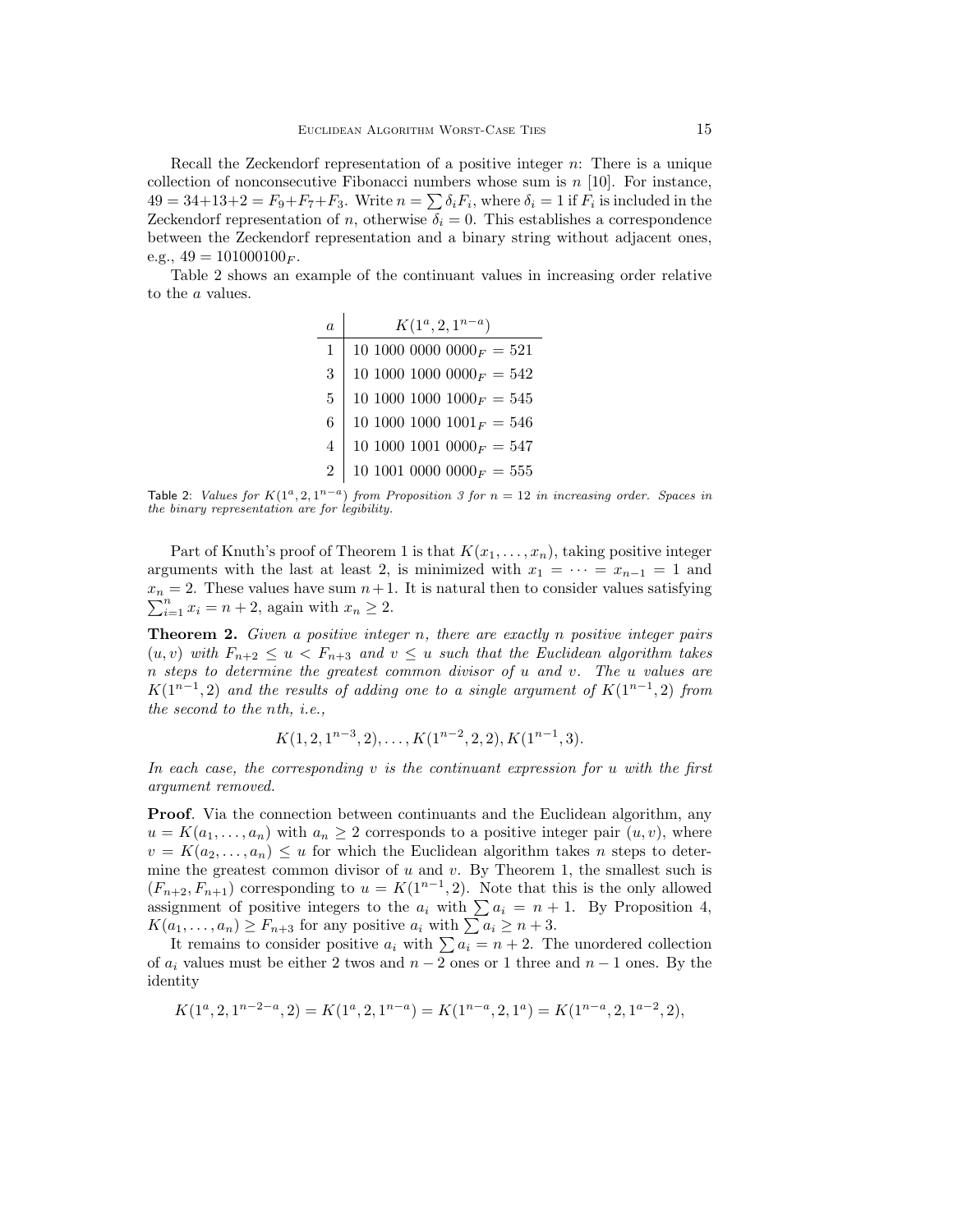Recall the Zeckendorf representation of a positive integer $n$: There is a unique collection of nonconsecutive Fibonacci numbers whose sum is $n$ [10]. For instance, $49 = 34+13+2 = F_9+F_7+F_3$. Write $n = \sum \delta_i F_i$, where $\delta_i = 1$ if $F_i$ is included in the Zeckendorf representation of $n$, otherwise $\delta_i = 0$. This establishes a correspondence between the Zeckendorf representation and a binary string without adjacent ones, e.g., $49 = 101000100_F$.

Table 2 shows an example of the continuant values in increasing order relative to the $a$ values.

| $a$ | $K(1^a, 2, 1^{n-a})$ |
|---|---|
| 1 | $10\ 1000\ 0000\ 0000_F = 521$ |
| 3 | $10\ 1000\ 1000\ 0000_F = 542$ |
| 5 | $10\ 1000\ 1000\ 1000_F = 545$ |
| 6 | $10\ 1000\ 1000\ 1001_F = 546$ |
| 4 | $10\ 1000\ 1001\ 0000_F = 547$ |
| 2 | $10\ 1001\ 0000\ 0000_F = 555$ |

Table 2: *Values for $K(1^a, 2, 1^{n-a})$ from Proposition 3 for $n = 12$ in increasing order. Spaces in the binary representation are for legibility.*

Part of Knuth's proof of Theorem 1 is that $K(x_1, \ldots, x_n)$, taking positive integer arguments with the last at least 2, is minimized with $x_1 = \cdots = x_{n-1} = 1$ and $x_n = 2$. These values have sum $n+1$. It is natural then to consider values satisfying $\sum_{i=1}^{n} x_i = n+2$, again with $x_n \geq 2$.

**Theorem 2.** *Given a positive integer $n$, there are exactly $n$ positive integer pairs $(u, v)$ with $F_{n+2} \leq u < F_{n+3}$ and $v \leq u$ such that the Euclidean algorithm takes $n$ steps to determine the greatest common divisor of $u$ and $v$. The $u$ values are $K(1^{n-1}, 2)$ and the results of adding one to a single argument of $K(1^{n-1}, 2)$ from the second to the $n$th, i.e.,*

$$K(1, 2, 1^{n-3}, 2), \ldots, K(1^{n-2}, 2, 2), K(1^{n-1}, 3).$$

*In each case, the corresponding $v$ is the continuant expression for $u$ with the first argument removed.*

**Proof**. Via the connection between continuants and the Euclidean algorithm, any $u = K(a_1, \ldots, a_n)$ with $a_n \geq 2$ corresponds to a positive integer pair $(u, v)$, where $v = K(a_2, \ldots, a_n) \leq u$ for which the Euclidean algorithm takes $n$ steps to determine the greatest common divisor of $u$ and $v$. By Theorem 1, the smallest such is $(F_{n+2}, F_{n+1})$ corresponding to $u = K(1^{n-1}, 2)$. Note that this is the only allowed assignment of positive integers to the $a_i$ with $\sum a_i = n+1$. By Proposition 4, $K(a_1, \ldots, a_n) \geq F_{n+3}$ for any positive $a_i$ with $\sum a_i \geq n+3$.

It remains to consider positive $a_i$ with $\sum a_i = n+2$. The unordered collection of $a_i$ values must be either 2 twos and $n-2$ ones or 1 three and $n-1$ ones. By the identity

$$K(1^a, 2, 1^{n-2-a}, 2) = K(1^a, 2, 1^{n-a}) = K(1^{n-a}, 2, 1^a) = K(1^{n-a}, 2, 1^{a-2}, 2),$$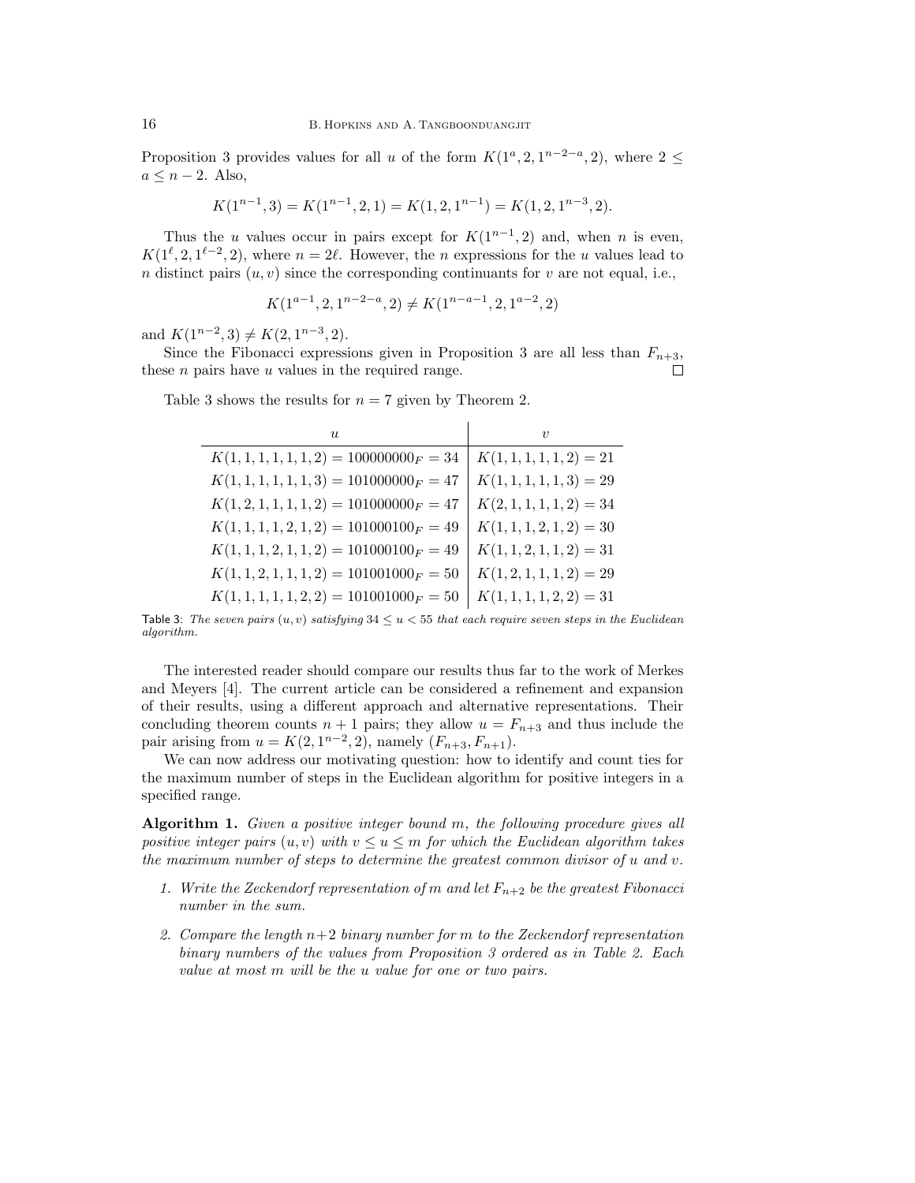Proposition 3 provides values for all $u$ of the form $K(1^a, 2, 1^{n-2-a}, 2)$, where $2 \le a \le n-2$. Also,

$$K(1^{n-1}, 3) = K(1^{n-1}, 2, 1) = K(1, 2, 1^{n-1}) = K(1, 2, 1^{n-3}, 2).$$

Thus the $u$ values occur in pairs except for $K(1^{n-1}, 2)$ and, when $n$ is even, $K(1^\ell, 2, 1^{\ell-2}, 2)$, where $n = 2\ell$. However, the $n$ expressions for the $u$ values lead to $n$ distinct pairs $(u, v)$ since the corresponding continuants for $v$ are not equal, i.e.,

$$K(1^{a-1}, 2, 1^{n-2-a}, 2) \ne K(1^{n-a-1}, 2, 1^{a-2}, 2)$$

and $K(1^{n-2}, 3) \ne K(2, 1^{n-3}, 2)$.

Since the Fibonacci expressions given in Proposition 3 are all less than $F_{n+3}$, these $n$ pairs have $u$ values in the required range. $\square$

Table 3 shows the results for $n = 7$ given by Theorem 2.

| $u$ | $v$ |
|---|---|
| $K(1,1,1,1,1,1,2) = 100000000_F = 34$ | $K(1,1,1,1,1,2) = 21$ |
| $K(1,1,1,1,1,1,3) = 101000000_F = 47$ | $K(1,1,1,1,1,3) = 29$ |
| $K(1,2,1,1,1,1,2) = 101000000_F = 47$ | $K(2,1,1,1,1,2) = 34$ |
| $K(1,1,1,1,2,1,2) = 101000100_F = 49$ | $K(1,1,1,2,1,2) = 30$ |
| $K(1,1,1,2,1,1,2) = 101000100_F = 49$ | $K(1,1,2,1,1,2) = 31$ |
| $K(1,1,2,1,1,1,2) = 101001000_F = 50$ | $K(1,2,1,1,1,2) = 29$ |
| $K(1,1,1,1,1,2,2) = 101001000_F = 50$ | $K(1,1,1,1,2,2) = 31$ |

Table 3: *The seven pairs $(u, v)$ satisfying $34 \le u < 55$ that each require seven steps in the Euclidean algorithm.*

The interested reader should compare our results thus far to the work of Merkes and Meyers [4]. The current article can be considered a refinement and expansion of their results, using a different approach and alternative representations. Their concluding theorem counts $n + 1$ pairs; they allow $u = F_{n+3}$ and thus include the pair arising from $u = K(2, 1^{n-2}, 2)$, namely $(F_{n+3}, F_{n+1})$.

We can now address our motivating question: how to identify and count ties for the maximum number of steps in the Euclidean algorithm for positive integers in a specified range.

**Algorithm 1.** *Given a positive integer bound $m$, the following procedure gives all positive integer pairs $(u, v)$ with $v \le u \le m$ for which the Euclidean algorithm takes the maximum number of steps to determine the greatest common divisor of $u$ and $v$.*

1. *Write the Zeckendorf representation of $m$ and let $F_{n+2}$ be the greatest Fibonacci number in the sum.*
2. *Compare the length $n+2$ binary number for $m$ to the Zeckendorf representation binary numbers of the values from Proposition 3 ordered as in Table 2. Each value at most $m$ will be the $u$ value for one or two pairs.*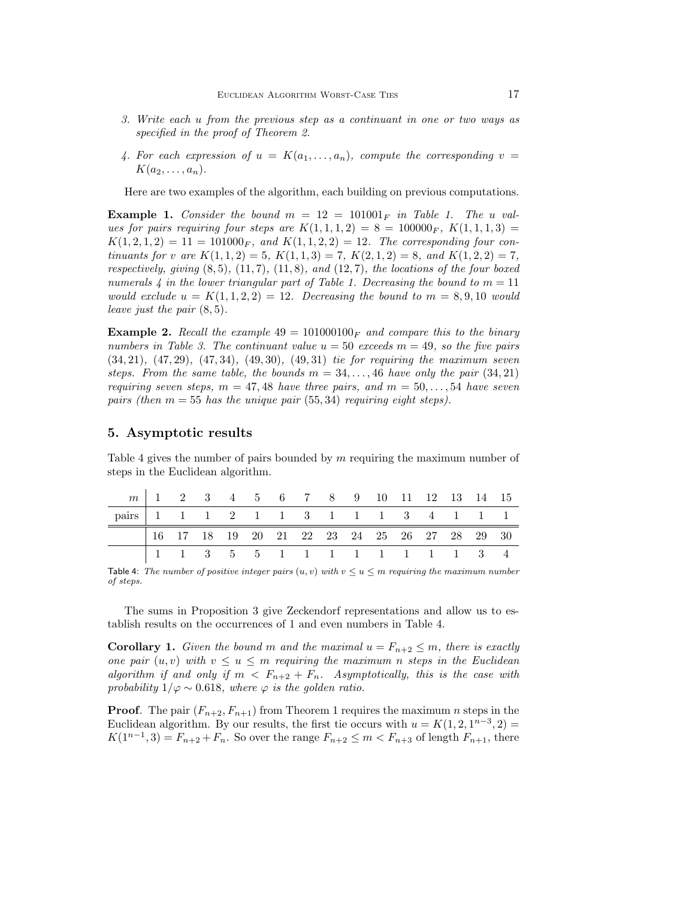3. *Write each $u$ from the previous step as a continuant in one or two ways as specified in the proof of Theorem 2.*

4. *For each expression of $u = K(a_1, \dots, a_n)$, compute the corresponding $v = K(a_2, \dots, a_n)$.*

Here are two examples of the algorithm, each building on previous computations.

**Example 1.** *Consider the bound $m = 12 = 101001_F$ in Table 1. The $u$ values for pairs requiring four steps are $K(1,1,1,2) = 8 = 100000_F$, $K(1,1,1,3) = K(1,2,1,2) = 11 = 101000_F$, and $K(1,1,2,2) = 12$. The corresponding four continuants for $v$ are $K(1,1,2) = 5$, $K(1,1,3) = 7$, $K(2,1,2) = 8$, and $K(1,2,2) = 7$, respectively, giving $(8,5)$, $(11,7)$, $(11,8)$, and $(12,7)$, the locations of the four boxed numerals 4 in the lower triangular part of Table 1. Decreasing the bound to $m = 11$ would exclude $u = K(1,1,2,2) = 12$. Decreasing the bound to $m = 8, 9, 10$ would leave just the pair $(8,5)$.*

**Example 2.** *Recall the example $49 = 101000100_F$ and compare this to the binary numbers in Table 3. The continuant value $u = 50$ exceeds $m = 49$, so the five pairs $(34,21)$, $(47,29)$, $(47,34)$, $(49,30)$, $(49,31)$ tie for requiring the maximum seven steps. From the same table, the bounds $m = 34, \dots, 46$ have only the pair $(34,21)$ requiring seven steps, $m = 47, 48$ have three pairs, and $m = 50, \dots, 54$ have seven pairs (then $m = 55$ has the unique pair $(55,34)$ requiring eight steps).*

## 5. Asymptotic results

Table 4 gives the number of pairs bounded by $m$ requiring the maximum number of steps in the Euclidean algorithm.

| $m$ | 1 | 2 | 3 | 4 | 5 | 6 | 7 | 8 | 9 | 10 | 11 | 12 | 13 | 14 | 15 |
|---|---|---|---|---|---|---|---|---|---|---|---|---|---|---|---|
| pairs | 1 | 1 | 1 | 2 | 1 | 1 | 3 | 1 | 1 | 1 | 3 | 4 | 1 | 1 | 1 |
| | 16 | 17 | 18 | 19 | 20 | 21 | 22 | 23 | 24 | 25 | 26 | 27 | 28 | 29 | 30 |
| | 1 | 1 | 3 | 5 | 5 | 1 | 1 | 1 | 1 | 1 | 1 | 1 | 1 | 3 | 4 |

Table 4: *The number of positive integer pairs $(u, v)$ with $v \le u \le m$ requiring the maximum number of steps.*

The sums in Proposition 3 give Zeckendorf representations and allow us to establish results on the occurrences of 1 and even numbers in Table 4.

**Corollary 1.** *Given the bound $m$ and the maximal $u = F_{n+2} \le m$, there is exactly one pair $(u, v)$ with $v \le u \le m$ requiring the maximum $n$ steps in the Euclidean algorithm if and only if $m < F_{n+2} + F_n$. Asymptotically, this is the case with probability $1/\varphi \sim 0.618$, where $\varphi$ is the golden ratio.*

**Proof**. The pair $(F_{n+2}, F_{n+1})$ from Theorem 1 requires the maximum $n$ steps in the Euclidean algorithm. By our results, the first tie occurs with $u = K(1, 2, 1^{n-3}, 2) = K(1^{n-1}, 3) = F_{n+2} + F_n$. So over the range $F_{n+2} \le m < F_{n+3}$ of length $F_{n+1}$, there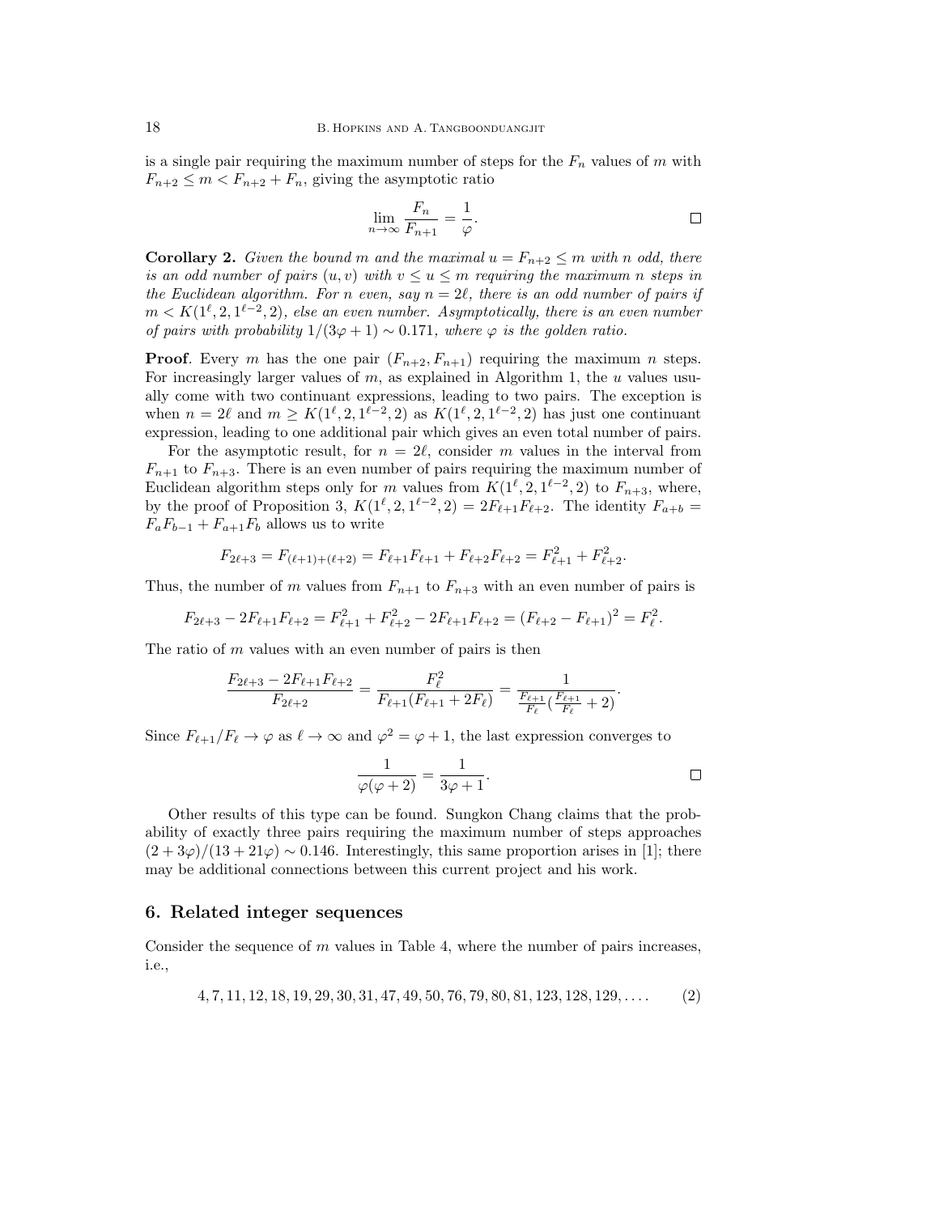is a single pair requiring the maximum number of steps for the $F_n$ values of $m$ with $F_{n+2} \le m < F_{n+2} + F_n$, giving the asymptotic ratio

$$\lim_{n\to\infty} \frac{F_n}{F_{n+1}} = \frac{1}{\varphi}. \qquad \square$$

**Corollary 2.** *Given the bound $m$ and the maximal $u = F_{n+2} \le m$ with $n$ odd, there is an odd number of pairs $(u, v)$ with $v \le u \le m$ requiring the maximum $n$ steps in the Euclidean algorithm. For $n$ even, say $n = 2\ell$, there is an odd number of pairs if $m < K(1^\ell, 2, 1^{\ell-2}, 2)$, else an even number. Asymptotically, there is an even number of pairs with probability $1/(3\varphi + 1) \sim 0.171$, where $\varphi$ is the golden ratio.*

**Proof**. Every $m$ has the one pair $(F_{n+2}, F_{n+1})$ requiring the maximum $n$ steps. For increasingly larger values of $m$, as explained in Algorithm 1, the $u$ values usually come with two continuant expressions, leading to two pairs. The exception is when $n = 2\ell$ and $m \ge K(1^\ell, 2, 1^{\ell-2}, 2)$ as $K(1^\ell, 2, 1^{\ell-2}, 2)$ has just one continuant expression, leading to one additional pair which gives an even total number of pairs.

For the asymptotic result, for $n = 2\ell$, consider $m$ values in the interval from $F_{n+1}$ to $F_{n+3}$. There is an even number of pairs requiring the maximum number of Euclidean algorithm steps only for $m$ values from $K(1^\ell, 2, 1^{\ell-2}, 2)$ to $F_{n+3}$, where, by the proof of Proposition 3, $K(1^\ell, 2, 1^{\ell-2}, 2) = 2F_{\ell+1}F_{\ell+2}$. The identity $F_{a+b} = F_aF_{b-1} + F_{a+1}F_b$ allows us to write

$$F_{2\ell+3} = F_{(\ell+1)+(\ell+2)} = F_{\ell+1}F_{\ell+1} + F_{\ell+2}F_{\ell+2} = F_{\ell+1}^2 + F_{\ell+2}^2.$$

Thus, the number of $m$ values from $F_{n+1}$ to $F_{n+3}$ with an even number of pairs is

$$F_{2\ell+3} - 2F_{\ell+1}F_{\ell+2} = F_{\ell+1}^2 + F_{\ell+2}^2 - 2F_{\ell+1}F_{\ell+2} = (F_{\ell+2} - F_{\ell+1})^2 = F_\ell^2.$$

The ratio of $m$ values with an even number of pairs is then

$$\frac{F_{2\ell+3} - 2F_{\ell+1}F_{\ell+2}}{F_{2\ell+2}} = \frac{F_\ell^2}{F_{\ell+1}(F_{\ell+1} + 2F_\ell)} = \frac{1}{\frac{F_{\ell+1}}{F_\ell}\left(\frac{F_{\ell+1}}{F_\ell} + 2\right)}.$$

Since $F_{\ell+1}/F_\ell \to \varphi$ as $\ell \to \infty$ and $\varphi^2 = \varphi + 1$, the last expression converges to

$$\frac{1}{\varphi(\varphi + 2)} = \frac{1}{3\varphi + 1}. \qquad \square$$

Other results of this type can be found. Sungkon Chang claims that the probability of exactly three pairs requiring the maximum number of steps approaches $(2 + 3\varphi)/(13 + 21\varphi) \sim 0.146$. Interestingly, this same proportion arises in [1]; there may be additional connections between this current project and his work.

## 6. Related integer sequences

Consider the sequence of $m$ values in Table 4, where the number of pairs increases, i.e.,

$$4, 7, 11, 12, 18, 19, 29, 30, 31, 47, 49, 50, 76, 79, 80, 81, 123, 128, 129, \ldots. \tag{2}$$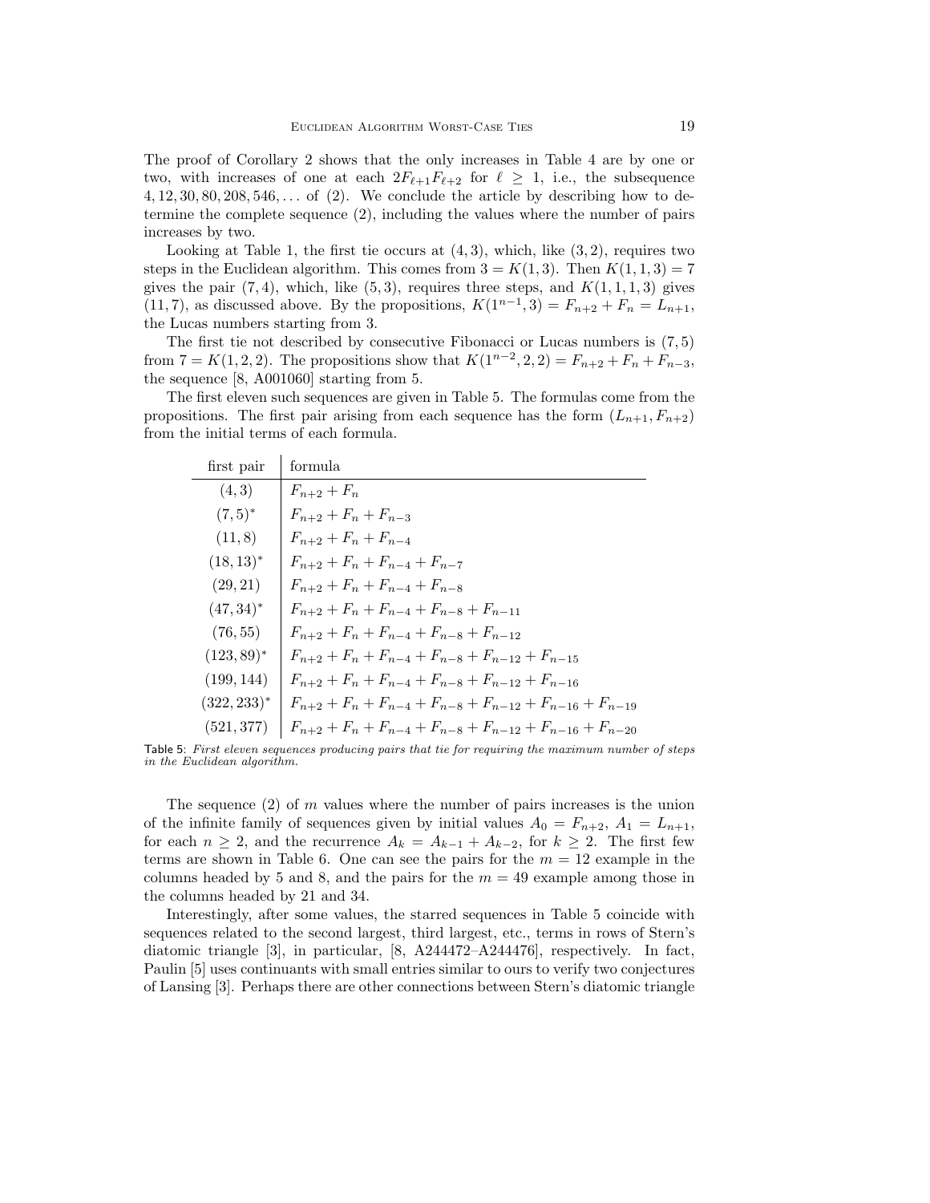The proof of Corollary 2 shows that the only increases in Table 4 are by one or two, with increases of one at each $2F_{\ell+1}F_{\ell+2}$ for $\ell \geq 1$, i.e., the subsequence $4, 12, 30, 80, 208, 546, \ldots$ of (2). We conclude the article by describing how to determine the complete sequence (2), including the values where the number of pairs increases by two.

Looking at Table 1, the first tie occurs at $(4, 3)$, which, like $(3, 2)$, requires two steps in the Euclidean algorithm. This comes from $3 = K(1, 3)$. Then $K(1, 1, 3) = 7$ gives the pair $(7, 4)$, which, like $(5, 3)$, requires three steps, and $K(1, 1, 1, 3)$ gives $(11, 7)$, as discussed above. By the propositions, $K(1^{n-1}, 3) = F_{n+2} + F_n = L_{n+1}$, the Lucas numbers starting from 3.

The first tie not described by consecutive Fibonacci or Lucas numbers is $(7, 5)$ from $7 = K(1, 2, 2)$. The propositions show that $K(1^{n-2}, 2, 2) = F_{n+2} + F_n + F_{n-3}$, the sequence [8, A001060] starting from 5.

The first eleven such sequences are given in Table 5. The formulas come from the propositions. The first pair arising from each sequence has the form $(L_{n+1}, F_{n+2})$ from the initial terms of each formula.

| first pair | formula |
|---|---|
| $(4, 3)$ | $F_{n+2} + F_n$ |
| $(7, 5)^*$ | $F_{n+2} + F_n + F_{n-3}$ |
| $(11, 8)$ | $F_{n+2} + F_n + F_{n-4}$ |
| $(18, 13)^*$ | $F_{n+2} + F_n + F_{n-4} + F_{n-7}$ |
| $(29, 21)$ | $F_{n+2} + F_n + F_{n-4} + F_{n-8}$ |
| $(47, 34)^*$ | $F_{n+2} + F_n + F_{n-4} + F_{n-8} + F_{n-11}$ |
| $(76, 55)$ | $F_{n+2} + F_n + F_{n-4} + F_{n-8} + F_{n-12}$ |
| $(123, 89)^*$ | $F_{n+2} + F_n + F_{n-4} + F_{n-8} + F_{n-12} + F_{n-15}$ |
| $(199, 144)$ | $F_{n+2} + F_n + F_{n-4} + F_{n-8} + F_{n-12} + F_{n-16}$ |
| $(322, 233)^*$ | $F_{n+2} + F_n + F_{n-4} + F_{n-8} + F_{n-12} + F_{n-16} + F_{n-19}$ |
| $(521, 377)$ | $F_{n+2} + F_n + F_{n-4} + F_{n-8} + F_{n-12} + F_{n-16} + F_{n-20}$ |

Table 5: *First eleven sequences producing pairs that tie for requiring the maximum number of steps in the Euclidean algorithm.*

The sequence (2) of $m$ values where the number of pairs increases is the union of the infinite family of sequences given by initial values $A_0 = F_{n+2}$, $A_1 = L_{n+1}$, for each $n \geq 2$, and the recurrence $A_k = A_{k-1} + A_{k-2}$, for $k \geq 2$. The first few terms are shown in Table 6. One can see the pairs for the $m = 12$ example in the columns headed by 5 and 8, and the pairs for the $m = 49$ example among those in the columns headed by 21 and 34.

Interestingly, after some values, the starred sequences in Table 5 coincide with sequences related to the second largest, third largest, etc., terms in rows of Stern's diatomic triangle [3], in particular, [8, A244472–A244476], respectively. In fact, Paulin [5] uses continuants with small entries similar to ours to verify two conjectures of Lansing [3]. Perhaps there are other connections between Stern's diatomic triangle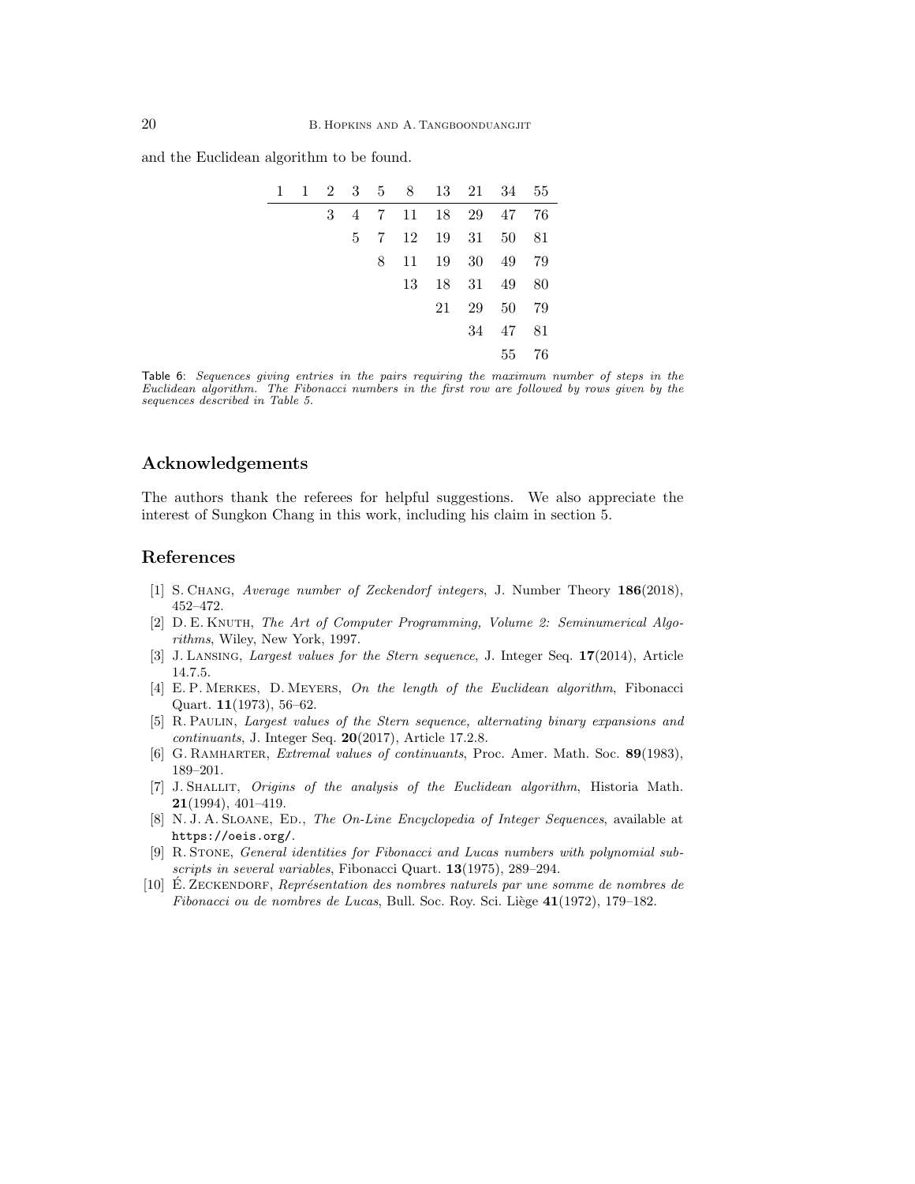and the Euclidean algorithm to be found.

| 1 | 1 | 2 | 3 | 5 | 8 | 13 | 21 | 34 | 55 |
|---|---|---|---|---|---|---|---|---|---|
| | | 3 | 4 | 7 | 11 | 18 | 29 | 47 | 76 |
| | | | 5 | 7 | 12 | 19 | 31 | 50 | 81 |
| | | | | 8 | 11 | 19 | 30 | 49 | 79 |
| | | | | | 13 | 18 | 31 | 49 | 80 |
| | | | | | | 21 | 29 | 50 | 79 |
| | | | | | | | 34 | 47 | 81 |
| | | | | | | | | 55 | 76 |

Table 6: *Sequences giving entries in the pairs requiring the maximum number of steps in the Euclidean algorithm. The Fibonacci numbers in the first row are followed by rows given by the sequences described in Table 5.*

## Acknowledgements

The authors thank the referees for helpful suggestions. We also appreciate the interest of Sungkon Chang in this work, including his claim in section 5.

## References

[1] S. Chang, *Average number of Zeckendorf integers*, J. Number Theory **186**(2018), 452–472.

[2] D. E. Knuth, *The Art of Computer Programming, Volume 2: Seminumerical Algorithms*, Wiley, New York, 1997.

[3] J. Lansing, *Largest values for the Stern sequence*, J. Integer Seq. **17**(2014), Article 14.7.5.

[4] E. P. Merkes, D. Meyers, *On the length of the Euclidean algorithm*, Fibonacci Quart. **11**(1973), 56–62.

[5] R. Paulin, *Largest values of the Stern sequence, alternating binary expansions and continuants*, J. Integer Seq. **20**(2017), Article 17.2.8.

[6] G. Ramharter, *Extremal values of continuants*, Proc. Amer. Math. Soc. **89**(1983), 189–201.

[7] J. Shallit, *Origins of the analysis of the Euclidean algorithm*, Historia Math. **21**(1994), 401–419.

[8] N. J. A. Sloane, Ed., *The On-Line Encyclopedia of Integer Sequences*, available at https://oeis.org/.

[9] R. Stone, *General identities for Fibonacci and Lucas numbers with polynomial subscripts in several variables*, Fibonacci Quart. **13**(1975), 289–294.

[10] É. Zeckendorf, *Représentation des nombres naturels par une somme de nombres de Fibonacci ou de nombres de Lucas*, Bull. Soc. Roy. Sci. Liège **41**(1972), 179–182.